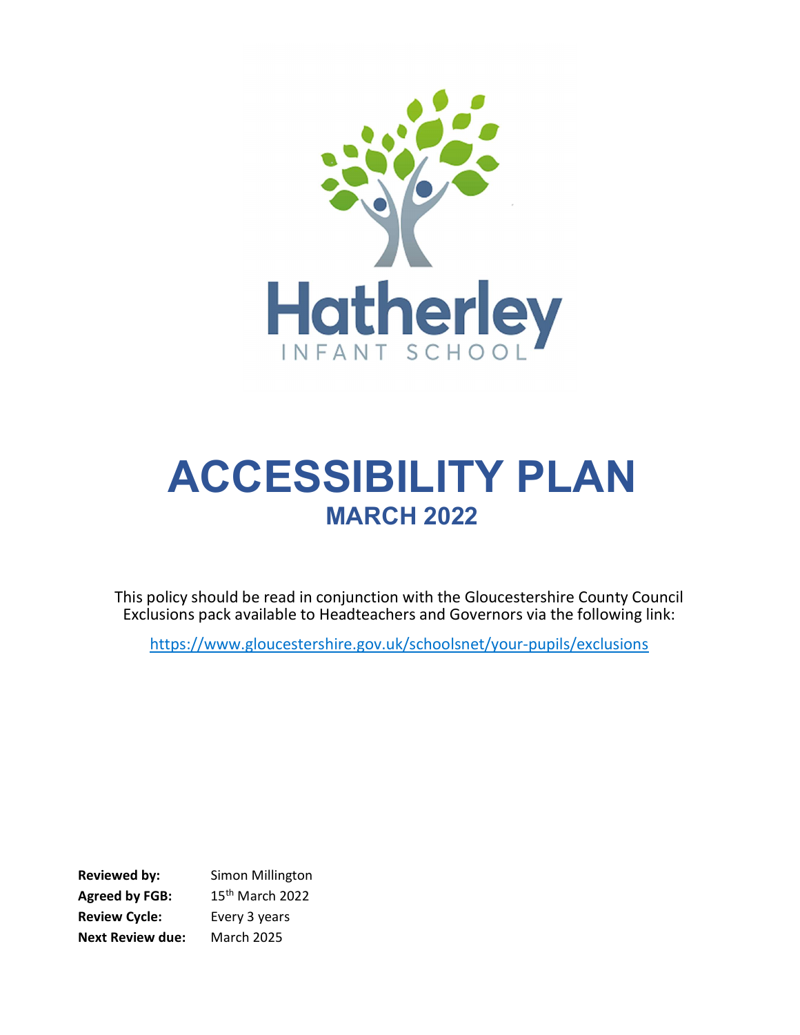Hatherley

INFANT SCHOOL

# ACCESSIBILITY PLAN

## MARCH 2022

This policy should be read in conjunction with the Gloucestershire County Council Exclusions pack available to Headteachers and Governors via the following link:

https://www.gloucestershire.gov.uk/schoolsnet/your-pupils/exclusions

**Reviewed by:** Simon Millington

**Agreed by FGB:** 15th March 2022

**Review Cycle:** Every 3 years

**Next Review due:** March 2025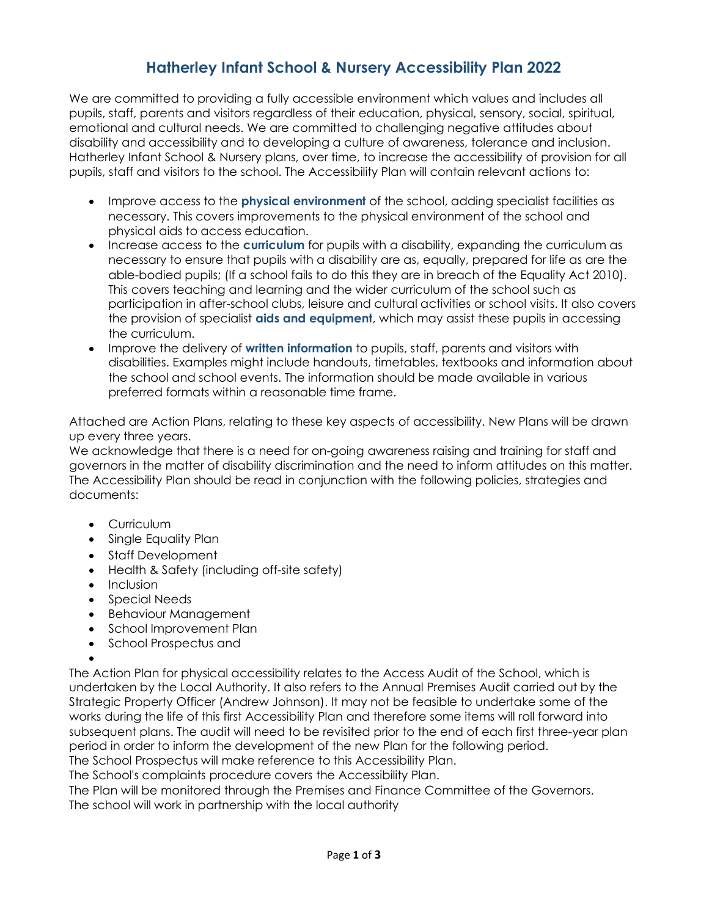# Hatherley Infant School & Nursery Accessibility Plan 2022

We are committed to providing a fully accessible environment which values and includes all pupils, staff, parents and visitors regardless of their education, physical, sensory, social, spiritual, emotional and cultural needs. We are committed to challenging negative attitudes about disability and accessibility and to developing a culture of awareness, tolerance and inclusion. Hatherley Infant School & Nursery plans, over time, to increase the accessibility of provision for all pupils, staff and visitors to the school. The Accessibility Plan will contain relevant actions to:

- Improve access to the **physical environment** of the school, adding specialist facilities as necessary. This covers improvements to the physical environment of the school and physical aids to access education.
- Increase access to the **curriculum** for pupils with a disability, expanding the curriculum as necessary to ensure that pupils with a disability are as, equally, prepared for life as are the able-bodied pupils; (If a school fails to do this they are in breach of the Equality Act 2010). This covers teaching and learning and the wider curriculum of the school such as participation in after-school clubs, leisure and cultural activities or school visits. It also covers the provision of specialist **aids and equipment**, which may assist these pupils in accessing the curriculum.
- Improve the delivery of **written information** to pupils, staff, parents and visitors with disabilities. Examples might include handouts, timetables, textbooks and information about the school and school events. The information should be made available in various preferred formats within a reasonable time frame.

Attached are Action Plans, relating to these key aspects of accessibility. New Plans will be drawn up every three years.

We acknowledge that there is a need for on-going awareness raising and training for staff and governors in the matter of disability discrimination and the need to inform attitudes on this matter. The Accessibility Plan should be read in conjunction with the following policies, strategies and documents:

- Curriculum
- Single Equality Plan
- Staff Development
- Health & Safety (including off-site safety)
- Inclusion
- Special Needs
- Behaviour Management
- School Improvement Plan
- School Prospectus and

The Action Plan for physical accessibility relates to the Access Audit of the School, which is undertaken by the Local Authority. It also refers to the Annual Premises Audit carried out by the Strategic Property Officer (Andrew Johnson). It may not be feasible to undertake some of the works during the life of this first Accessibility Plan and therefore some items will roll forward into subsequent plans. The audit will need to be revisited prior to the end of each first three-year plan period in order to inform the development of the new Plan for the following period.

The School Prospectus will make reference to this Accessibility Plan.

The School's complaints procedure covers the Accessibility Plan.

The Plan will be monitored through the Premises and Finance Committee of the Governors.

The school will work in partnership with the local authority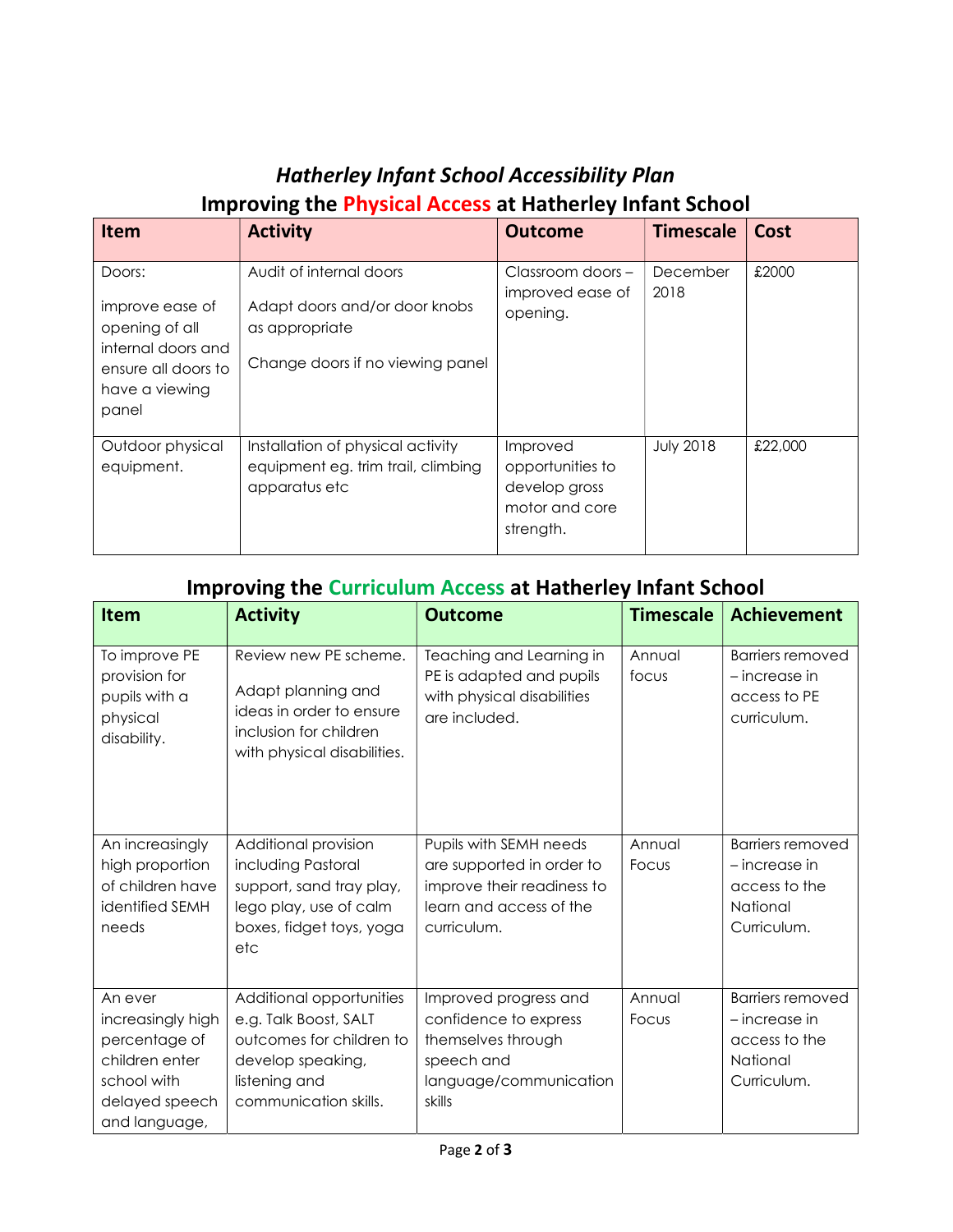# *Hatherley Infant School Accessibility Plan*

## Improving the Physical Access at Hatherley Infant School

| Item | Activity | Outcome | Timescale | Cost |
| --- | --- | --- | --- | --- |
| Doors:<br><br>improve ease of opening of all internal doors and ensure all doors to have a viewing panel | Audit of internal doors<br><br>Adapt doors and/or door knobs as appropriate<br><br>Change doors if no viewing panel | Classroom doors – improved ease of opening. | December 2018 | £2000 |
| Outdoor physical equipment. | Installation of physical activity equipment eg. trim trail, climbing apparatus etc | Improved opportunities to develop gross motor and core strength. | July 2018 | £22,000 |

## Improving the Curriculum Access at Hatherley Infant School

| Item | Activity | Outcome | Timescale | Achievement |
| --- | --- | --- | --- | --- |
| To improve PE provision for pupils with a physical disability. | Review new PE scheme.<br><br>Adapt planning and ideas in order to ensure inclusion for children with physical disabilities. | Teaching and Learning in PE is adapted and pupils with physical disabilities are included. | Annual focus | Barriers removed – increase in access to PE curriculum. |
| An increasingly high proportion of children have identified SEMH needs | Additional provision including Pastoral support, sand tray play, lego play, use of calm boxes, fidget toys, yoga etc | Pupils with SEMH needs are supported in order to improve their readiness to learn and access of the curriculum. | Annual Focus | Barriers removed – increase in access to the National Curriculum. |
| An ever increasingly high percentage of children enter school with delayed speech and language, | Additional opportunities e.g. Talk Boost, SALT outcomes for children to develop speaking, listening and communication skills. | Improved progress and confidence to express themselves through speech and language/communication skills | Annual Focus | Barriers removed – increase in access to the National Curriculum. |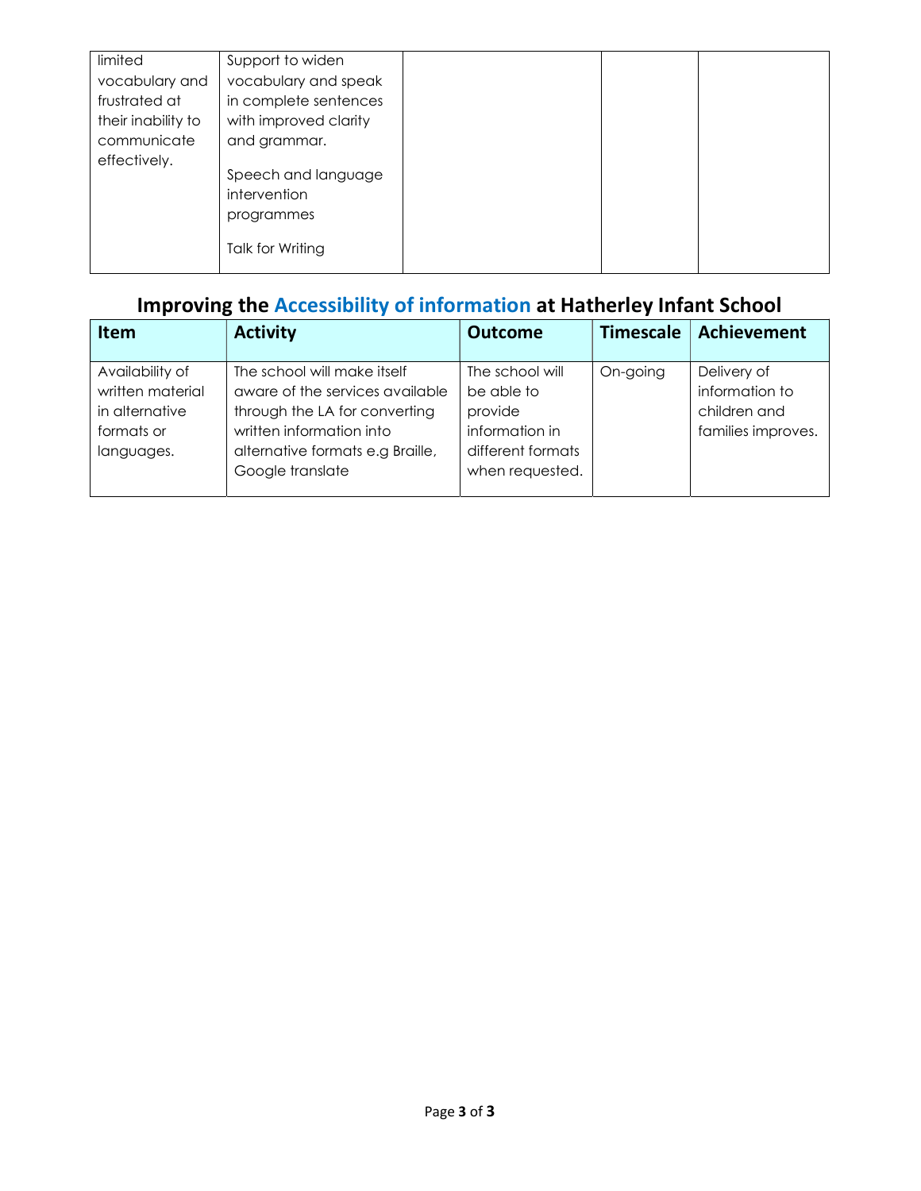| | | | | |
|---|---|---|---|---|
| limited vocabulary and frustrated at their inability to communicate effectively. | Support to widen vocabulary and speak in complete sentences with improved clarity and grammar.<br><br>Speech and language intervention programmes<br><br>Talk for Writing | | | |

## Improving the Accessibility of information at Hatherley Infant School

| Item | Activity | Outcome | Timescale | Achievement |
|---|---|---|---|---|
| Availability of written material in alternative formats or languages. | The school will make itself aware of the services available through the LA for converting written information into alternative formats e.g Braille, Google translate | The school will be able to provide information in different formats when requested. | On-going | Delivery of information to children and families improves. |